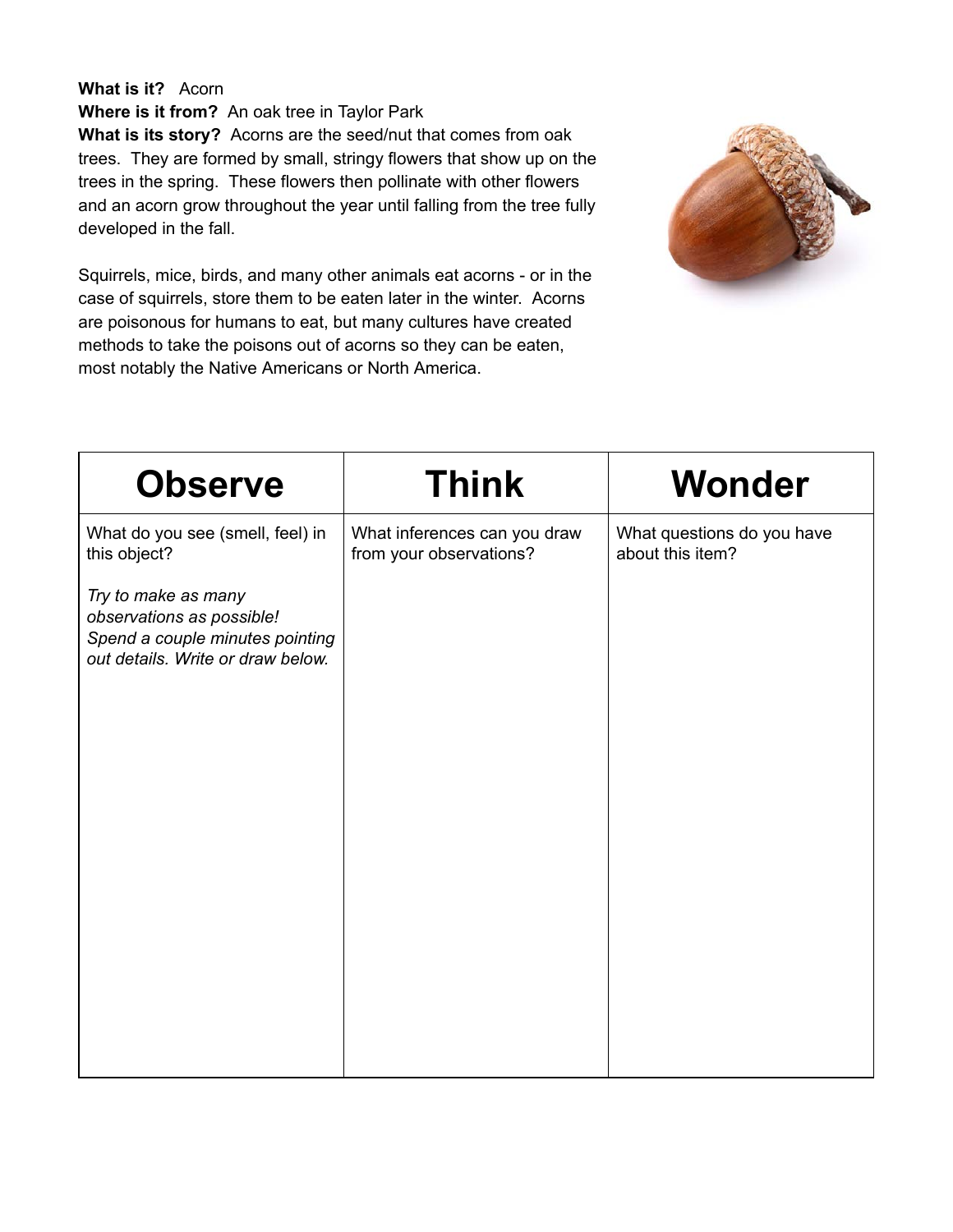**What is it?** Acorn
**Where is it from?** An oak tree in Taylor Park
**What is its story?** Acorns are the seed/nut that comes from oak trees. They are formed by small, stringy flowers that show up on the trees in the spring. These flowers then pollinate with other flowers and an acorn grow throughout the year until falling from the tree fully developed in the fall.

Squirrels, mice, birds, and many other animals eat acorns - or in the case of squirrels, store them to be eaten later in the winter. Acorns are poisonous for humans to eat, but many cultures have created methods to take the poisons out of acorns so they can be eaten, most notably the Native Americans or North America.

| Observe | Think | Wonder |
| --- | --- | --- |
| What do you see (smell, feel) in this object?<br><br>*Try to make as many observations as possible! Spend a couple minutes pointing out details. Write or draw below.* | What inferences can you draw from your observations? | What questions do you have about this item? |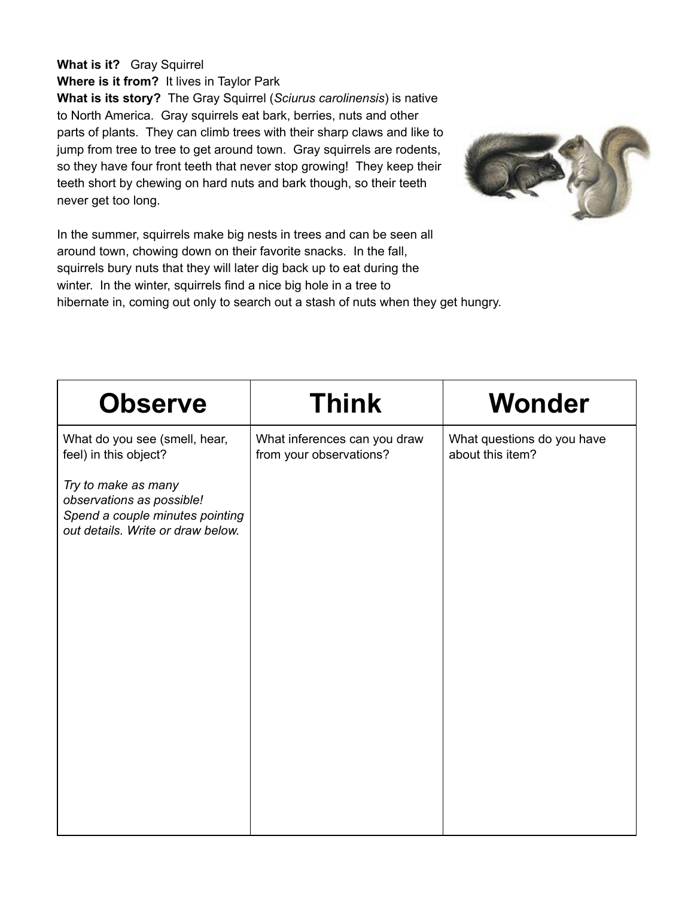**What is it?** Gray Squirrel

**Where is it from?** It lives in Taylor Park

**What is its story?** The Gray Squirrel (*Sciurus carolinensis*) is native to North America. Gray squirrels eat bark, berries, nuts and other parts of plants. They can climb trees with their sharp claws and like to jump from tree to tree to get around town. Gray squirrels are rodents, so they have four front teeth that never stop growing! They keep their teeth short by chewing on hard nuts and bark though, so their teeth never get too long.

In the summer, squirrels make big nests in trees and can be seen all around town, chowing down on their favorite snacks. In the fall, squirrels bury nuts that they will later dig back up to eat during the winter. In the winter, squirrels find a nice big hole in a tree to hibernate in, coming out only to search out a stash of nuts when they get hungry.

| **Observe** | **Think** | **Wonder** |
|---|---|---|
| What do you see (smell, hear, feel) in this object?<br><br>*Try to make as many observations as possible! Spend a couple minutes pointing out details. Write or draw below.* | What inferences can you draw from your observations? | What questions do you have about this item? |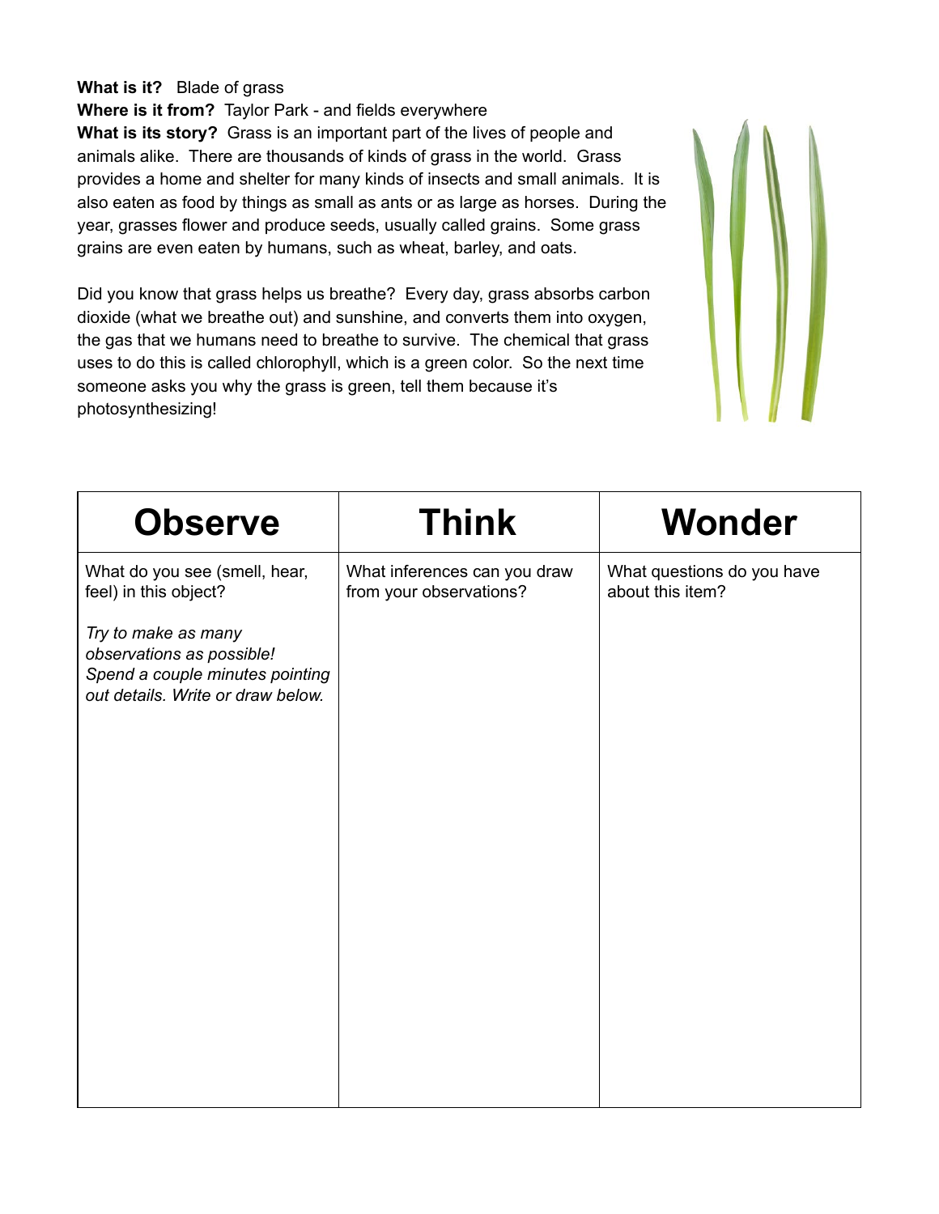**What is it?** Blade of grass
**Where is it from?** Taylor Park - and fields everywhere
**What is its story?** Grass is an important part of the lives of people and animals alike. There are thousands of kinds of grass in the world. Grass provides a home and shelter for many kinds of insects and small animals. It is also eaten as food by things as small as ants or as large as horses. During the year, grasses flower and produce seeds, usually called grains. Some grass grains are even eaten by humans, such as wheat, barley, and oats.

Did you know that grass helps us breathe? Every day, grass absorbs carbon dioxide (what we breathe out) and sunshine, and converts them into oxygen, the gas that we humans need to breathe to survive. The chemical that grass uses to do this is called chlorophyll, which is a green color. So the next time someone asks you why the grass is green, tell them because it's photosynthesizing!

| **Observe** | **Think** | **Wonder** |
| --- | --- | --- |
| What do you see (smell, hear, feel) in this object?<br><br>*Try to make as many observations as possible! Spend a couple minutes pointing out details. Write or draw below.* | What inferences can you draw from your observations? | What questions do you have about this item? |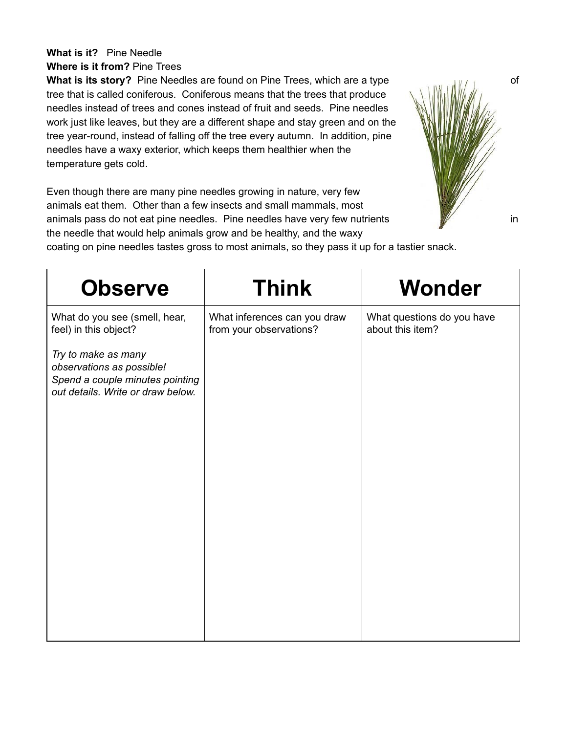**What is it?** Pine Needle
**Where is it from?** Pine Trees
**What is its story?** Pine Needles are found on Pine Trees, which are a type of tree that is called coniferous. Coniferous means that the trees that produce needles instead of trees and cones instead of fruit and seeds. Pine needles work just like leaves, but they are a different shape and stay green and on the tree year-round, instead of falling off the tree every autumn. In addition, pine needles have a waxy exterior, which keeps them healthier when the temperature gets cold.

Even though there are many pine needles growing in nature, very few animals eat them. Other than a few insects and small mammals, most animals pass do not eat pine needles. Pine needles have very few nutrients in the needle that would help animals grow and be healthy, and the waxy coating on pine needles tastes gross to most animals, so they pass it up for a tastier snack.

| Observe | Think | Wonder |
| --- | --- | --- |
| What do you see (smell, hear, feel) in this object?<br><br>*Try to make as many observations as possible! Spend a couple minutes pointing out details. Write or draw below.* | What inferences can you draw from your observations? | What questions do you have about this item? |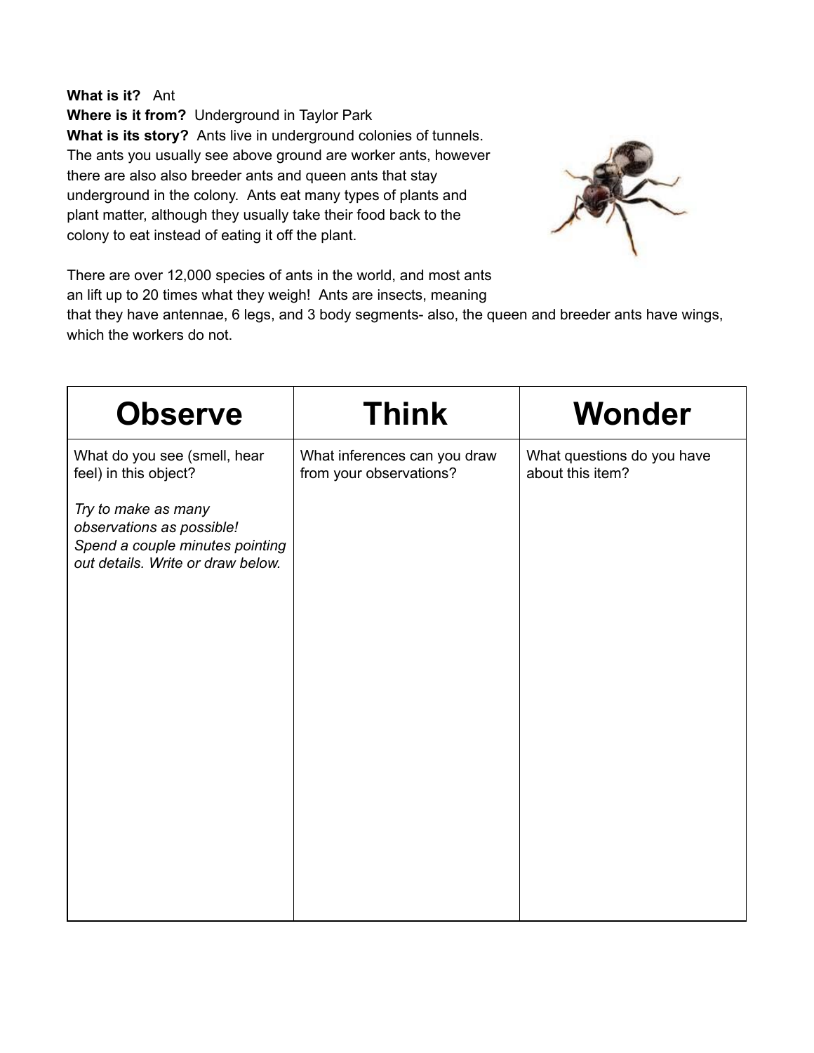**What is it?** Ant
**Where is it from?** Underground in Taylor Park
**What is its story?** Ants live in underground colonies of tunnels. The ants you usually see above ground are worker ants, however there are also also breeder ants and queen ants that stay underground in the colony. Ants eat many types of plants and plant matter, although they usually take their food back to the colony to eat instead of eating it off the plant.

There are over 12,000 species of ants in the world, and most ants an lift up to 20 times what they weigh! Ants are insects, meaning that they have antennae, 6 legs, and 3 body segments- also, the queen and breeder ants have wings, which the workers do not.

| Observe | Think | Wonder |
| --- | --- | --- |
| What do you see (smell, hear feel) in this object?<br><br>*Try to make as many observations as possible! Spend a couple minutes pointing out details. Write or draw below.* | What inferences can you draw from your observations? | What questions do you have about this item? |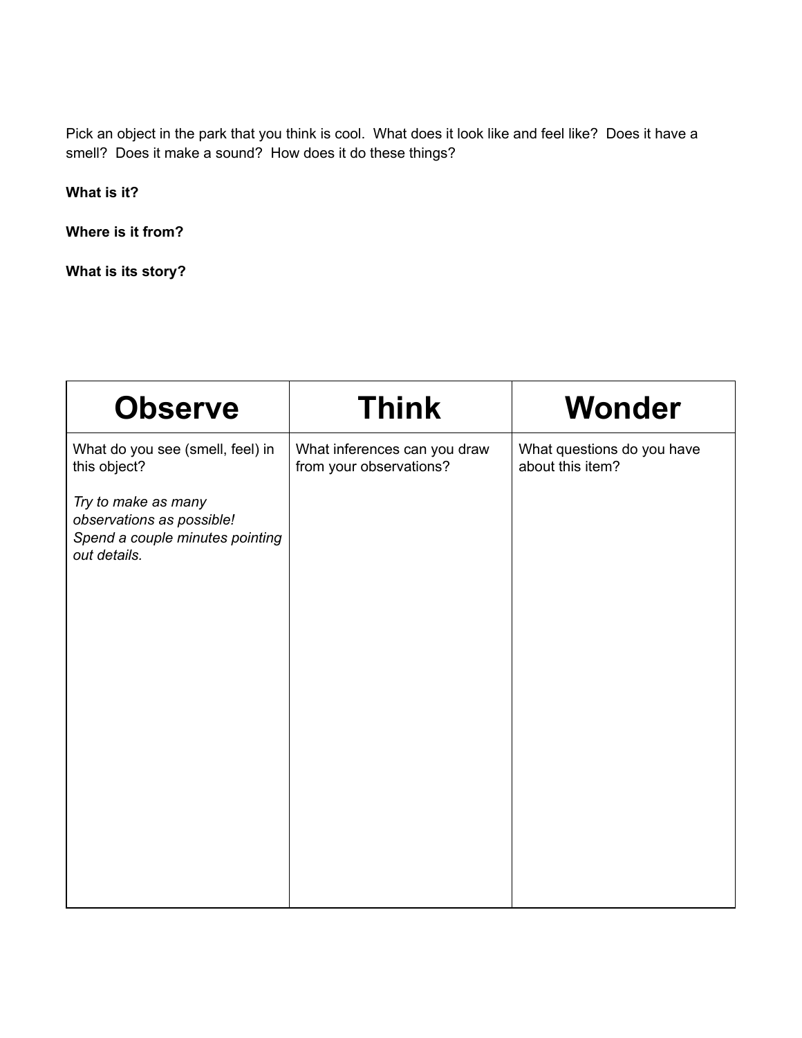Pick an object in the park that you think is cool. What does it look like and feel like? Does it have a smell? Does it make a sound? How does it do these things?

**What is it?**

**Where is it from?**

**What is its story?**

| Observe | Think | Wonder |
| --- | --- | --- |
| What do you see (smell, feel) in this object?<br><br>*Try to make as many observations as possible! Spend a couple minutes pointing out details.* | What inferences can you draw from your observations? | What questions do you have about this item? |